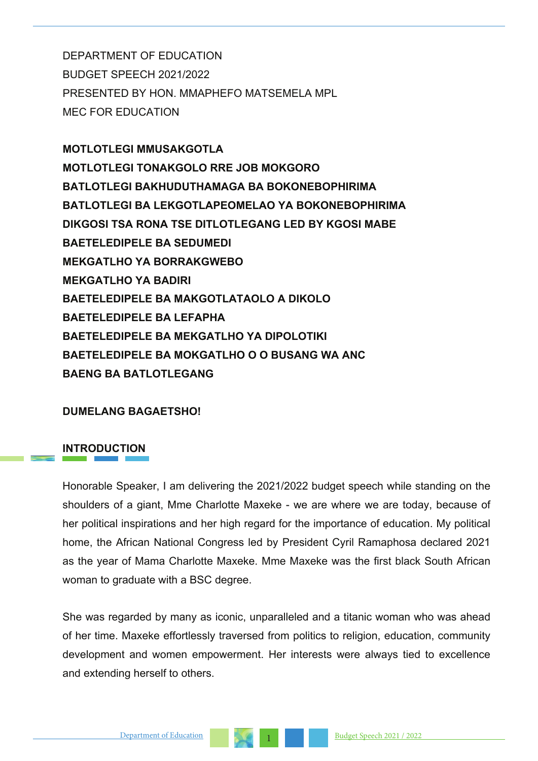DEPARTMENT OF EDUCATION
BUDGET SPEECH 2021/2022
PRESENTED BY HON. MMAPHEFO MATSEMELA MPL
MEC FOR EDUCATION

**MOTLOTLEGI MMUSAKGOTLA**
**MOTLOTLEGI TONAKGOLO RRE JOB MOKGORO**
**BATLOTLEGI BAKHUDUTHAMAGA BA BOKONEBOPHIRIMA**
**BATLOTLEGI BA LEKGOTLAPEOMELAO YA BOKONEBOPHIRIMA**
**DIKGOSI TSA RONA TSE DITLOTLEGANG LED BY KGOSI MABE**
**BAETELEDIPELE BA SEDUMEDI**
**MEKGATLHO YA BORRAKGWEBO**
**MEKGATLHO YA BADIRI**
**BAETELEDIPELE BA MAKGOTLATAOLO A DIKOLO**
**BAETELEDIPELE BA LEFAPHA**
**BAETELEDIPELE BA MEKGATLHO YA DIPOLOTIKI**
**BAETELEDIPELE BA MOKGATLHO O O BUSANG WA ANC**
**BAENG BA BATLOTLEGANG**

**DUMELANG BAGAETSHO!**

## INTRODUCTION

Honorable Speaker, I am delivering the 2021/2022 budget speech while standing on the shoulders of a giant, Mme Charlotte Maxeke - we are where we are today, because of her political inspirations and her high regard for the importance of education. My political home, the African National Congress led by President Cyril Ramaphosa declared 2021 as the year of Mama Charlotte Maxeke. Mme Maxeke was the first black South African woman to graduate with a BSC degree.

She was regarded by many as iconic, unparalleled and a titanic woman who was ahead of her time. Maxeke effortlessly traversed from politics to religion, education, community development and women empowerment. Her interests were always tied to excellence and extending herself to others.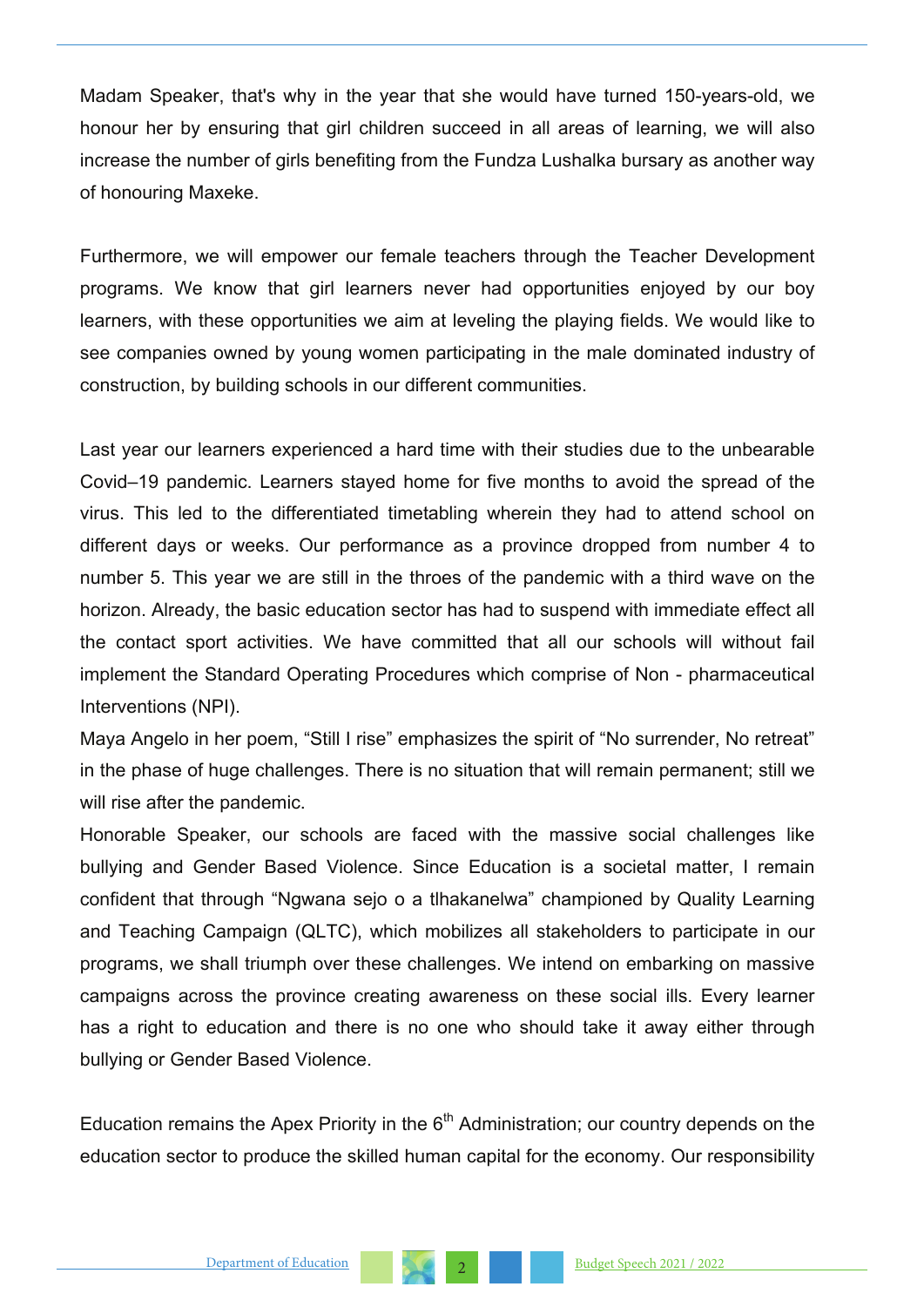Madam Speaker, that's why in the year that she would have turned 150-years-old, we honour her by ensuring that girl children succeed in all areas of learning, we will also increase the number of girls benefiting from the Fundza Lushalka bursary as another way of honouring Maxeke.

Furthermore, we will empower our female teachers through the Teacher Development programs. We know that girl learners never had opportunities enjoyed by our boy learners, with these opportunities we aim at leveling the playing fields. We would like to see companies owned by young women participating in the male dominated industry of construction, by building schools in our different communities.

Last year our learners experienced a hard time with their studies due to the unbearable Covid–19 pandemic. Learners stayed home for five months to avoid the spread of the virus. This led to the differentiated timetabling wherein they had to attend school on different days or weeks. Our performance as a province dropped from number 4 to number 5. This year we are still in the throes of the pandemic with a third wave on the horizon. Already, the basic education sector has had to suspend with immediate effect all the contact sport activities. We have committed that all our schools will without fail implement the Standard Operating Procedures which comprise of Non - pharmaceutical Interventions (NPI).

Maya Angelo in her poem, “Still I rise” emphasizes the spirit of “No surrender, No retreat” in the phase of huge challenges. There is no situation that will remain permanent; still we will rise after the pandemic.

Honorable Speaker, our schools are faced with the massive social challenges like bullying and Gender Based Violence. Since Education is a societal matter, I remain confident that through “Ngwana sejo o a tlhakanelwa” championed by Quality Learning and Teaching Campaign (QLTC), which mobilizes all stakeholders to participate in our programs, we shall triumph over these challenges. We intend on embarking on massive campaigns across the province creating awareness on these social ills. Every learner has a right to education and there is no one who should take it away either through bullying or Gender Based Violence.

Education remains the Apex Priority in the 6th Administration; our country depends on the education sector to produce the skilled human capital for the economy. Our responsibility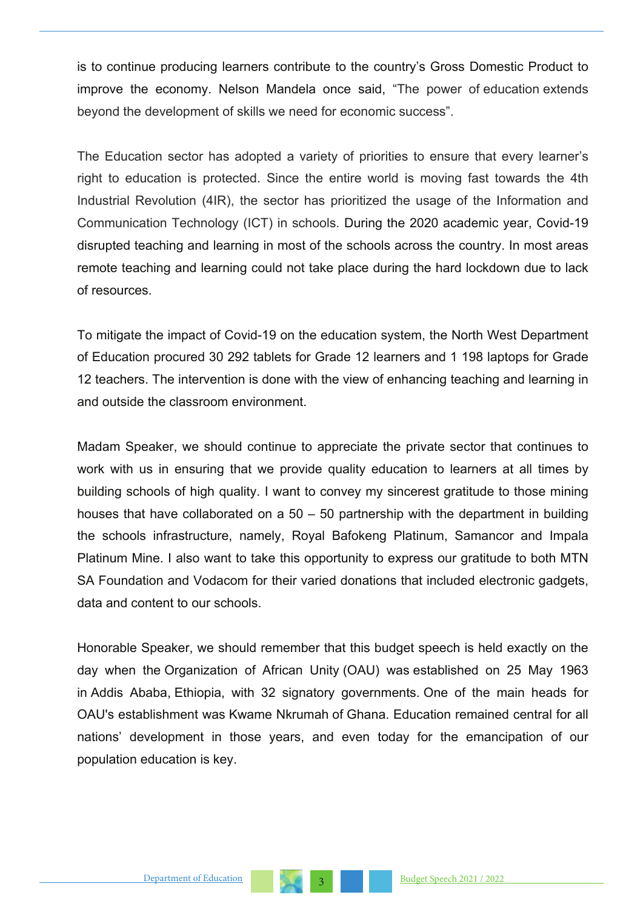is to continue producing learners contribute to the country's Gross Domestic Product to improve the economy. Nelson Mandela once said, "The power of education extends beyond the development of skills we need for economic success".

The Education sector has adopted a variety of priorities to ensure that every learner's right to education is protected. Since the entire world is moving fast towards the 4th Industrial Revolution (4IR), the sector has prioritized the usage of the Information and Communication Technology (ICT) in schools. During the 2020 academic year, Covid-19 disrupted teaching and learning in most of the schools across the country. In most areas remote teaching and learning could not take place during the hard lockdown due to lack of resources.

To mitigate the impact of Covid-19 on the education system, the North West Department of Education procured 30 292 tablets for Grade 12 learners and 1 198 laptops for Grade 12 teachers. The intervention is done with the view of enhancing teaching and learning in and outside the classroom environment.

Madam Speaker, we should continue to appreciate the private sector that continues to work with us in ensuring that we provide quality education to learners at all times by building schools of high quality. I want to convey my sincerest gratitude to those mining houses that have collaborated on a 50 – 50 partnership with the department in building the schools infrastructure, namely, Royal Bafokeng Platinum, Samancor and Impala Platinum Mine. I also want to take this opportunity to express our gratitude to both MTN SA Foundation and Vodacom for their varied donations that included electronic gadgets, data and content to our schools.

Honorable Speaker, we should remember that this budget speech is held exactly on the day when the Organization of African Unity (OAU) was established on 25 May 1963 in Addis Ababa, Ethiopia, with 32 signatory governments. One of the main heads for OAU's establishment was Kwame Nkrumah of Ghana. Education remained central for all nations' development in those years, and even today for the emancipation of our population education is key.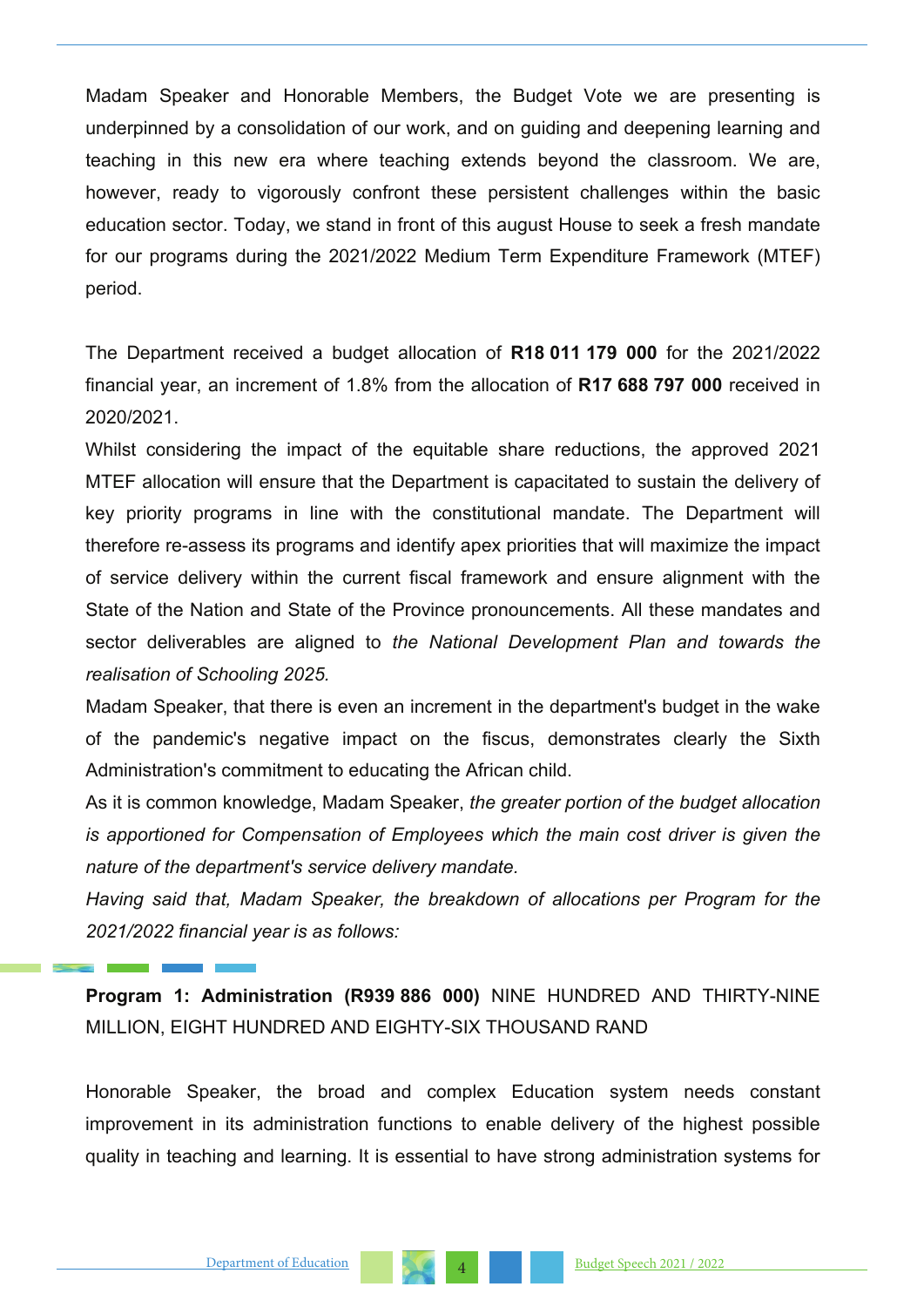Madam Speaker and Honorable Members, the Budget Vote we are presenting is underpinned by a consolidation of our work, and on guiding and deepening learning and teaching in this new era where teaching extends beyond the classroom. We are, however, ready to vigorously confront these persistent challenges within the basic education sector. Today, we stand in front of this august House to seek a fresh mandate for our programs during the 2021/2022 Medium Term Expenditure Framework (MTEF) period.

The Department received a budget allocation of **R18 011 179 000** for the 2021/2022 financial year, an increment of 1.8% from the allocation of **R17 688 797 000** received in 2020/2021.

Whilst considering the impact of the equitable share reductions, the approved 2021 MTEF allocation will ensure that the Department is capacitated to sustain the delivery of key priority programs in line with the constitutional mandate. The Department will therefore re-assess its programs and identify apex priorities that will maximize the impact of service delivery within the current fiscal framework and ensure alignment with the State of the Nation and State of the Province pronouncements. All these mandates and sector deliverables are aligned to *the National Development Plan and towards the realisation of Schooling 2025.*

Madam Speaker, that there is even an increment in the department's budget in the wake of the pandemic's negative impact on the fiscus, demonstrates clearly the Sixth Administration's commitment to educating the African child.

As it is common knowledge, Madam Speaker, *the greater portion of the budget allocation is apportioned for Compensation of Employees which the main cost driver is given the nature of the department's service delivery mandate.*

*Having said that, Madam Speaker, the breakdown of allocations per Program for the 2021/2022 financial year is as follows:*

**Program 1: Administration (R939 886 000)** NINE HUNDRED AND THIRTY-NINE MILLION, EIGHT HUNDRED AND EIGHTY-SIX THOUSAND RAND

Honorable Speaker, the broad and complex Education system needs constant improvement in its administration functions to enable delivery of the highest possible quality in teaching and learning. It is essential to have strong administration systems for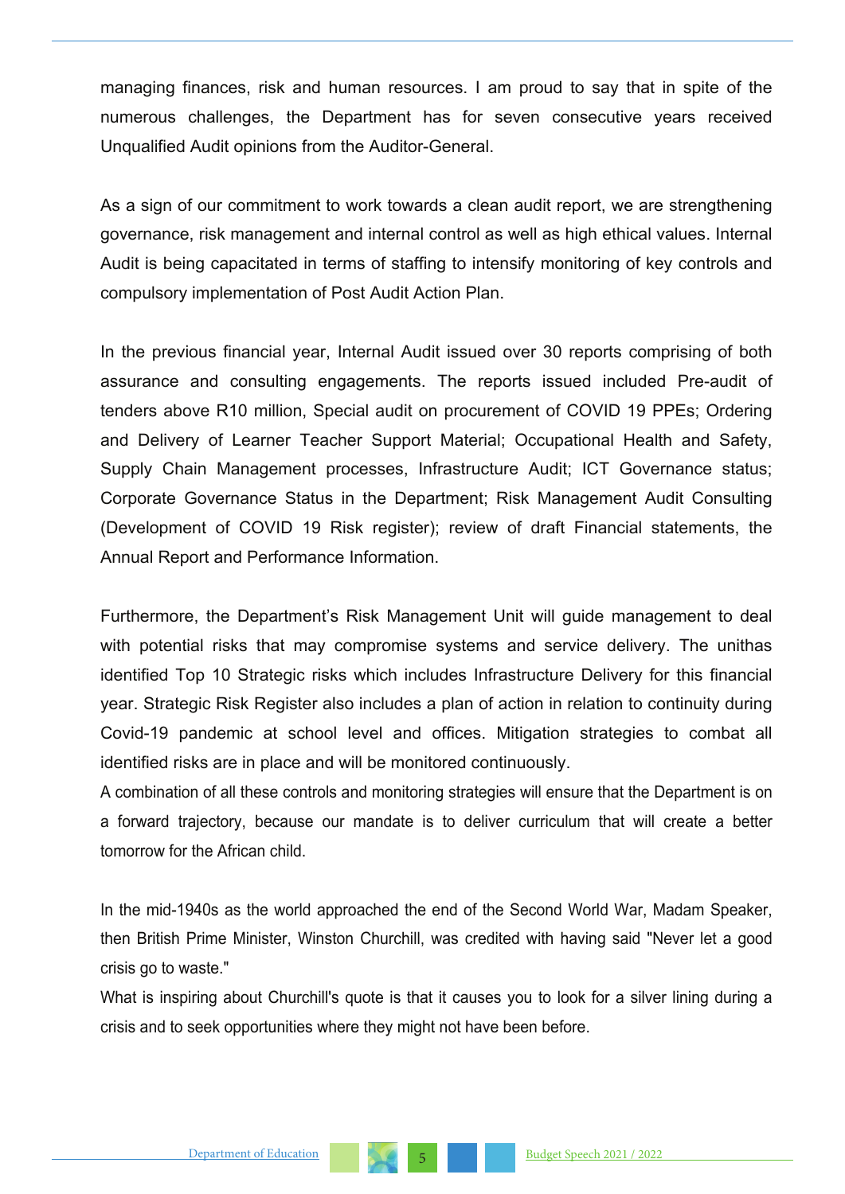managing finances, risk and human resources. I am proud to say that in spite of the numerous challenges, the Department has for seven consecutive years received Unqualified Audit opinions from the Auditor-General.

As a sign of our commitment to work towards a clean audit report, we are strengthening governance, risk management and internal control as well as high ethical values. Internal Audit is being capacitated in terms of staffing to intensify monitoring of key controls and compulsory implementation of Post Audit Action Plan.

In the previous financial year, Internal Audit issued over 30 reports comprising of both assurance and consulting engagements. The reports issued included Pre-audit of tenders above R10 million, Special audit on procurement of COVID 19 PPEs; Ordering and Delivery of Learner Teacher Support Material; Occupational Health and Safety, Supply Chain Management processes, Infrastructure Audit; ICT Governance status; Corporate Governance Status in the Department; Risk Management Audit Consulting (Development of COVID 19 Risk register); review of draft Financial statements, the Annual Report and Performance Information.

Furthermore, the Department's Risk Management Unit will guide management to deal with potential risks that may compromise systems and service delivery. The unithas identified Top 10 Strategic risks which includes Infrastructure Delivery for this financial year. Strategic Risk Register also includes a plan of action in relation to continuity during Covid-19 pandemic at school level and offices. Mitigation strategies to combat all identified risks are in place and will be monitored continuously.

A combination of all these controls and monitoring strategies will ensure that the Department is on a forward trajectory, because our mandate is to deliver curriculum that will create a better tomorrow for the African child.

In the mid-1940s as the world approached the end of the Second World War, Madam Speaker, then British Prime Minister, Winston Churchill, was credited with having said "Never let a good crisis go to waste."

What is inspiring about Churchill's quote is that it causes you to look for a silver lining during a crisis and to seek opportunities where they might not have been before.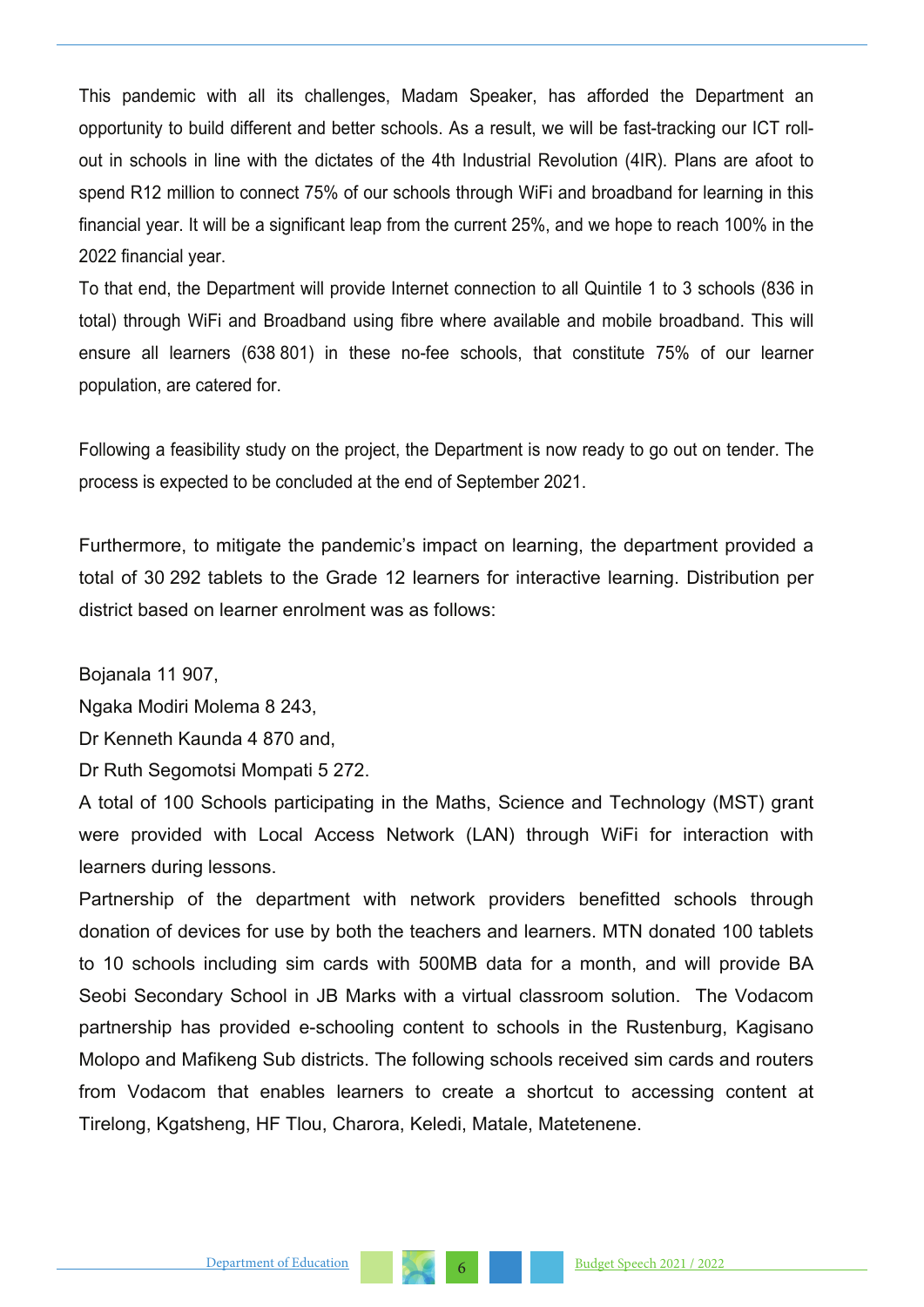This pandemic with all its challenges, Madam Speaker, has afforded the Department an opportunity to build different and better schools. As a result, we will be fast-tracking our ICT roll-out in schools in line with the dictates of the 4th Industrial Revolution (4IR). Plans are afoot to spend R12 million to connect 75% of our schools through WiFi and broadband for learning in this financial year. It will be a significant leap from the current 25%, and we hope to reach 100% in the 2022 financial year.

To that end, the Department will provide Internet connection to all Quintile 1 to 3 schools (836 in total) through WiFi and Broadband using fibre where available and mobile broadband. This will ensure all learners (638 801) in these no-fee schools, that constitute 75% of our learner population, are catered for.

Following a feasibility study on the project, the Department is now ready to go out on tender. The process is expected to be concluded at the end of September 2021.

Furthermore, to mitigate the pandemic's impact on learning, the department provided a total of 30 292 tablets to the Grade 12 learners for interactive learning. Distribution per district based on learner enrolment was as follows:

Bojanala 11 907,

Ngaka Modiri Molema 8 243,

Dr Kenneth Kaunda 4 870 and,

Dr Ruth Segomotsi Mompati 5 272.

A total of 100 Schools participating in the Maths, Science and Technology (MST) grant were provided with Local Access Network (LAN) through WiFi for interaction with learners during lessons.

Partnership of the department with network providers benefitted schools through donation of devices for use by both the teachers and learners. MTN donated 100 tablets to 10 schools including sim cards with 500MB data for a month, and will provide BA Seobi Secondary School in JB Marks with a virtual classroom solution. The Vodacom partnership has provided e-schooling content to schools in the Rustenburg, Kagisano Molopo and Mafikeng Sub districts. The following schools received sim cards and routers from Vodacom that enables learners to create a shortcut to accessing content at Tirelong, Kgatsheng, HF Tlou, Charora, Keledi, Matale, Matetenene.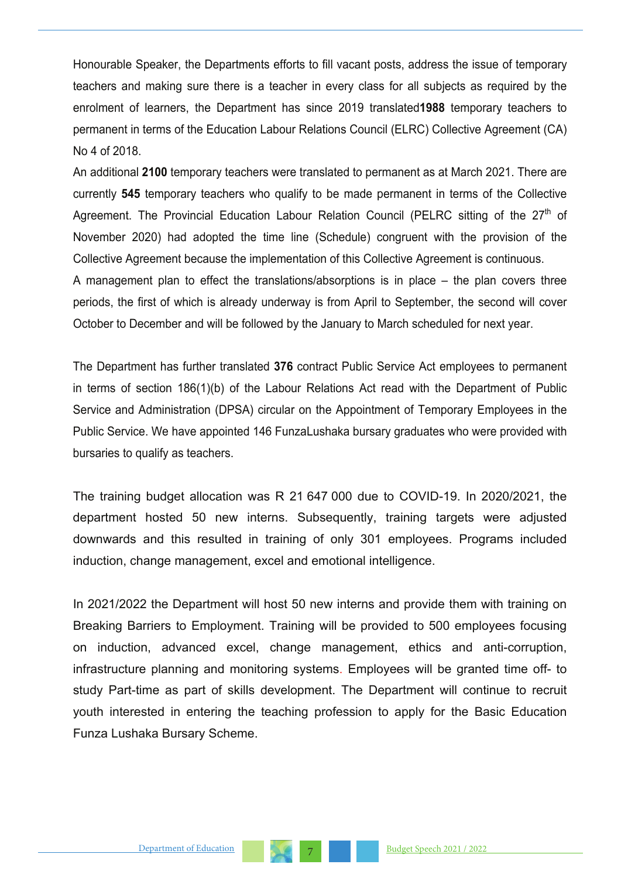Honourable Speaker, the Departments efforts to fill vacant posts, address the issue of temporary teachers and making sure there is a teacher in every class for all subjects as required by the enrolment of learners, the Department has since 2019 translated**1988** temporary teachers to permanent in terms of the Education Labour Relations Council (ELRC) Collective Agreement (CA) No 4 of 2018.

An additional **2100** temporary teachers were translated to permanent as at March 2021. There are currently **545** temporary teachers who qualify to be made permanent in terms of the Collective Agreement. The Provincial Education Labour Relation Council (PELRC sitting of the 27th of November 2020) had adopted the time line (Schedule) congruent with the provision of the Collective Agreement because the implementation of this Collective Agreement is continuous.

A management plan to effect the translations/absorptions is in place – the plan covers three periods, the first of which is already underway is from April to September, the second will cover October to December and will be followed by the January to March scheduled for next year.

The Department has further translated **376** contract Public Service Act employees to permanent in terms of section 186(1)(b) of the Labour Relations Act read with the Department of Public Service and Administration (DPSA) circular on the Appointment of Temporary Employees in the Public Service. We have appointed 146 FunzaLushaka bursary graduates who were provided with bursaries to qualify as teachers.

The training budget allocation was R 21 647 000 due to COVID-19. In 2020/2021, the department hosted 50 new interns. Subsequently, training targets were adjusted downwards and this resulted in training of only 301 employees. Programs included induction, change management, excel and emotional intelligence.

In 2021/2022 the Department will host 50 new interns and provide them with training on Breaking Barriers to Employment. Training will be provided to 500 employees focusing on induction, advanced excel, change management, ethics and anti-corruption, infrastructure planning and monitoring systems. Employees will be granted time off- to study Part-time as part of skills development. The Department will continue to recruit youth interested in entering the teaching profession to apply for the Basic Education Funza Lushaka Bursary Scheme.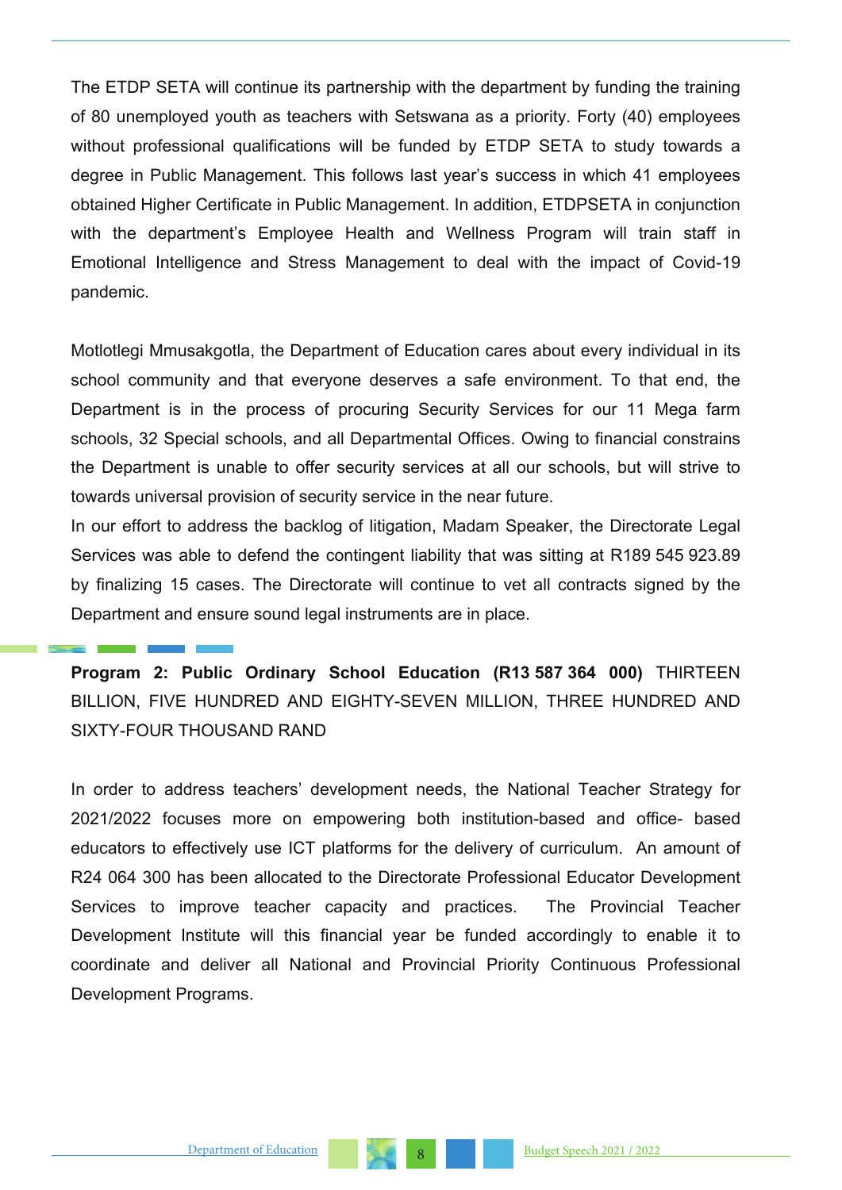The ETDP SETA will continue its partnership with the department by funding the training of 80 unemployed youth as teachers with Setswana as a priority. Forty (40) employees without professional qualifications will be funded by ETDP SETA to study towards a degree in Public Management. This follows last year's success in which 41 employees obtained Higher Certificate in Public Management. In addition, ETDPSETA in conjunction with the department's Employee Health and Wellness Program will train staff in Emotional Intelligence and Stress Management to deal with the impact of Covid-19 pandemic.

Motlotlegi Mmusakgotla, the Department of Education cares about every individual in its school community and that everyone deserves a safe environment. To that end, the Department is in the process of procuring Security Services for our 11 Mega farm schools, 32 Special schools, and all Departmental Offices. Owing to financial constrains the Department is unable to offer security services at all our schools, but will strive to towards universal provision of security service in the near future.

In our effort to address the backlog of litigation, Madam Speaker, the Directorate Legal Services was able to defend the contingent liability that was sitting at R189 545 923.89 by finalizing 15 cases. The Directorate will continue to vet all contracts signed by the Department and ensure sound legal instruments are in place.

**Program 2: Public Ordinary School Education (R13 587 364 000)** THIRTEEN BILLION, FIVE HUNDRED AND EIGHTY-SEVEN MILLION, THREE HUNDRED AND SIXTY-FOUR THOUSAND RAND

In order to address teachers' development needs, the National Teacher Strategy for 2021/2022 focuses more on empowering both institution-based and office- based educators to effectively use ICT platforms for the delivery of curriculum. An amount of R24 064 300 has been allocated to the Directorate Professional Educator Development Services to improve teacher capacity and practices. The Provincial Teacher Development Institute will this financial year be funded accordingly to enable it to coordinate and deliver all National and Provincial Priority Continuous Professional Development Programs.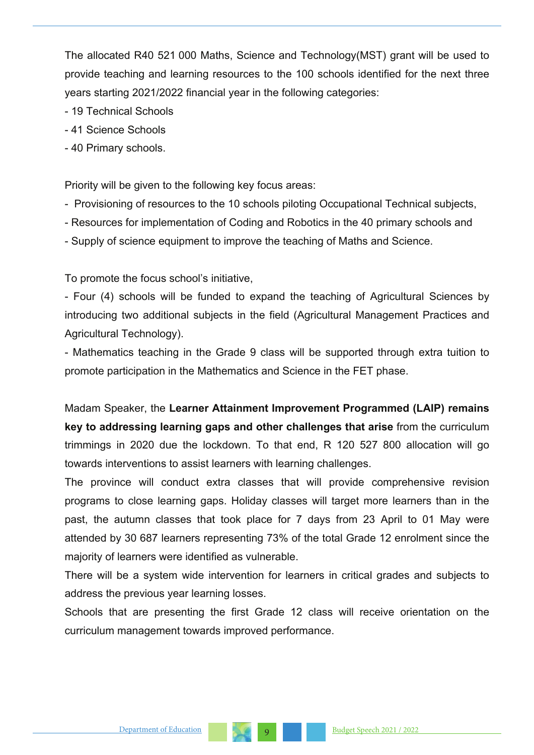The allocated R40 521 000 Maths, Science and Technology(MST) grant will be used to provide teaching and learning resources to the 100 schools identified for the next three years starting 2021/2022 financial year in the following categories:

- 19 Technical Schools
- 41 Science Schools
- 40 Primary schools.

Priority will be given to the following key focus areas:

- Provisioning of resources to the 10 schools piloting Occupational Technical subjects,
- Resources for implementation of Coding and Robotics in the 40 primary schools and
- Supply of science equipment to improve the teaching of Maths and Science.

To promote the focus school's initiative,

- Four (4) schools will be funded to expand the teaching of Agricultural Sciences by introducing two additional subjects in the field (Agricultural Management Practices and Agricultural Technology).
- Mathematics teaching in the Grade 9 class will be supported through extra tuition to promote participation in the Mathematics and Science in the FET phase.

Madam Speaker, the **Learner Attainment Improvement Programmed (LAIP) remains key to addressing learning gaps and other challenges that arise** from the curriculum trimmings in 2020 due the lockdown. To that end, R 120 527 800 allocation will go towards interventions to assist learners with learning challenges.

The province will conduct extra classes that will provide comprehensive revision programs to close learning gaps. Holiday classes will target more learners than in the past, the autumn classes that took place for 7 days from 23 April to 01 May were attended by 30 687 learners representing 73% of the total Grade 12 enrolment since the majority of learners were identified as vulnerable.

There will be a system wide intervention for learners in critical grades and subjects to address the previous year learning losses.

Schools that are presenting the first Grade 12 class will receive orientation on the curriculum management towards improved performance.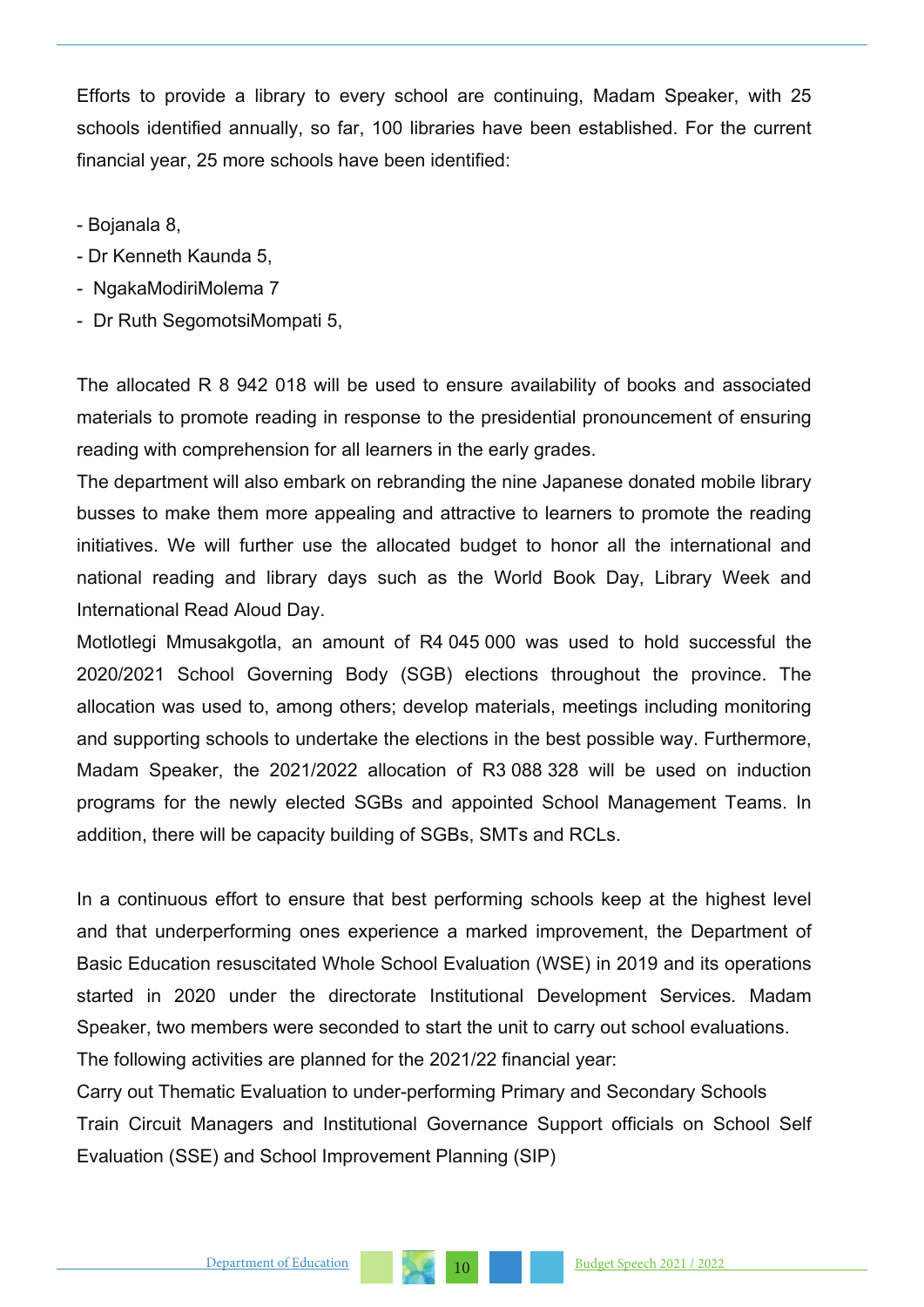Efforts to provide a library to every school are continuing, Madam Speaker, with 25 schools identified annually, so far, 100 libraries have been established. For the current financial year, 25 more schools have been identified:

- Bojanala 8,
- Dr Kenneth Kaunda 5,
- NgakaModiriMolema 7
- Dr Ruth SegomotsiMompati 5,

The allocated R 8 942 018 will be used to ensure availability of books and associated materials to promote reading in response to the presidential pronouncement of ensuring reading with comprehension for all learners in the early grades.

The department will also embark on rebranding the nine Japanese donated mobile library busses to make them more appealing and attractive to learners to promote the reading initiatives. We will further use the allocated budget to honor all the international and national reading and library days such as the World Book Day, Library Week and International Read Aloud Day.

Motlotlegi Mmusakgotla, an amount of R4 045 000 was used to hold successful the 2020/2021 School Governing Body (SGB) elections throughout the province. The allocation was used to, among others; develop materials, meetings including monitoring and supporting schools to undertake the elections in the best possible way. Furthermore, Madam Speaker, the 2021/2022 allocation of R3 088 328 will be used on induction programs for the newly elected SGBs and appointed School Management Teams. In addition, there will be capacity building of SGBs, SMTs and RCLs.

In a continuous effort to ensure that best performing schools keep at the highest level and that underperforming ones experience a marked improvement, the Department of Basic Education resuscitated Whole School Evaluation (WSE) in 2019 and its operations started in 2020 under the directorate Institutional Development Services. Madam Speaker, two members were seconded to start the unit to carry out school evaluations.

The following activities are planned for the 2021/22 financial year:

Carry out Thematic Evaluation to under-performing Primary and Secondary Schools

Train Circuit Managers and Institutional Governance Support officials on School Self Evaluation (SSE) and School Improvement Planning (SIP)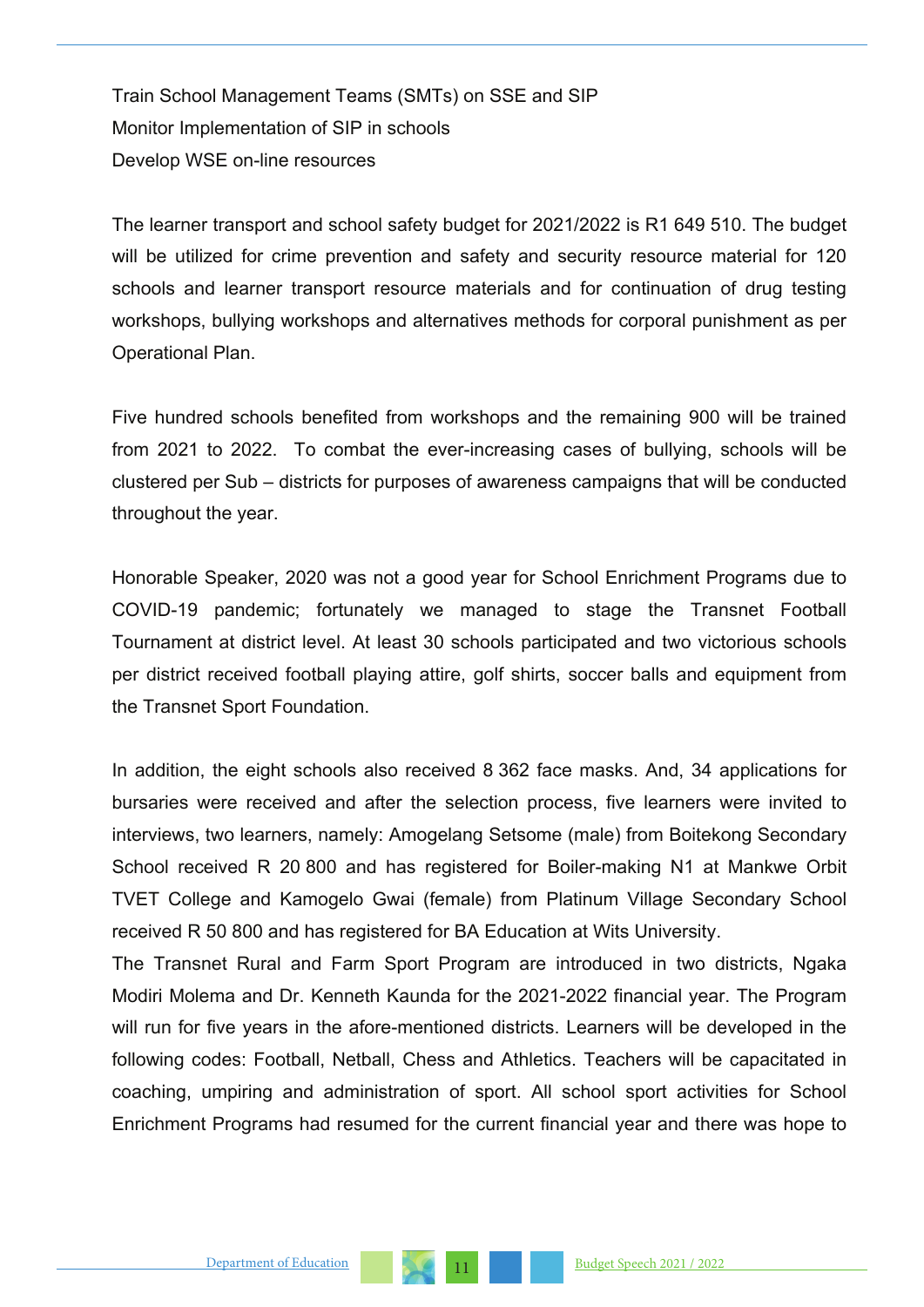Train School Management Teams (SMTs) on SSE and SIP
Monitor Implementation of SIP in schools
Develop WSE on-line resources

The learner transport and school safety budget for 2021/2022 is R1 649 510. The budget will be utilized for crime prevention and safety and security resource material for 120 schools and learner transport resource materials and for continuation of drug testing workshops, bullying workshops and alternatives methods for corporal punishment as per Operational Plan.

Five hundred schools benefited from workshops and the remaining 900 will be trained from 2021 to 2022. To combat the ever-increasing cases of bullying, schools will be clustered per Sub – districts for purposes of awareness campaigns that will be conducted throughout the year.

Honorable Speaker, 2020 was not a good year for School Enrichment Programs due to COVID-19 pandemic; fortunately we managed to stage the Transnet Football Tournament at district level. At least 30 schools participated and two victorious schools per district received football playing attire, golf shirts, soccer balls and equipment from the Transnet Sport Foundation.

In addition, the eight schools also received 8 362 face masks. And, 34 applications for bursaries were received and after the selection process, five learners were invited to interviews, two learners, namely: Amogelang Setsome (male) from Boitekong Secondary School received R 20 800 and has registered for Boiler-making N1 at Mankwe Orbit TVET College and Kamogelo Gwai (female) from Platinum Village Secondary School received R 50 800 and has registered for BA Education at Wits University.

The Transnet Rural and Farm Sport Program are introduced in two districts, Ngaka Modiri Molema and Dr. Kenneth Kaunda for the 2021-2022 financial year. The Program will run for five years in the afore-mentioned districts. Learners will be developed in the following codes: Football, Netball, Chess and Athletics. Teachers will be capacitated in coaching, umpiring and administration of sport. All school sport activities for School Enrichment Programs had resumed for the current financial year and there was hope to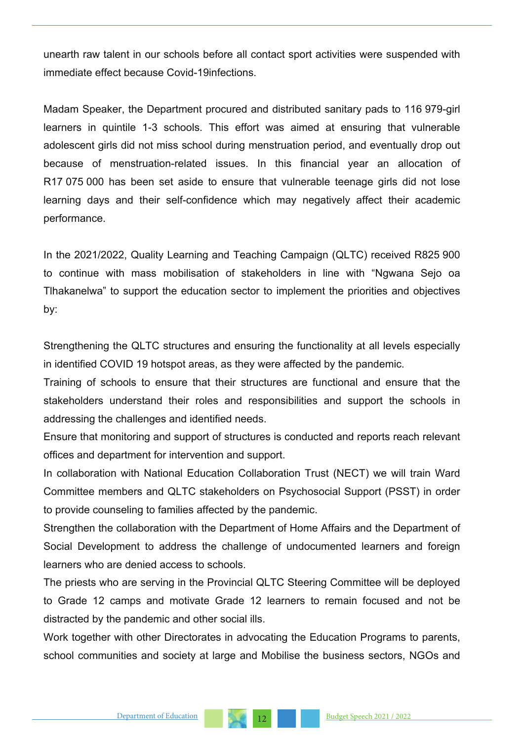unearth raw talent in our schools before all contact sport activities were suspended with immediate effect because Covid-19infections.

Madam Speaker, the Department procured and distributed sanitary pads to 116 979-girl learners in quintile 1-3 schools. This effort was aimed at ensuring that vulnerable adolescent girls did not miss school during menstruation period, and eventually drop out because of menstruation-related issues. In this financial year an allocation of R17 075 000 has been set aside to ensure that vulnerable teenage girls did not lose learning days and their self-confidence which may negatively affect their academic performance.

In the 2021/2022, Quality Learning and Teaching Campaign (QLTC) received R825 900 to continue with mass mobilisation of stakeholders in line with "Ngwana Sejo oa Tlhakanelwa" to support the education sector to implement the priorities and objectives by:

Strengthening the QLTC structures and ensuring the functionality at all levels especially in identified COVID 19 hotspot areas, as they were affected by the pandemic.

Training of schools to ensure that their structures are functional and ensure that the stakeholders understand their roles and responsibilities and support the schools in addressing the challenges and identified needs.

Ensure that monitoring and support of structures is conducted and reports reach relevant offices and department for intervention and support.

In collaboration with National Education Collaboration Trust (NECT) we will train Ward Committee members and QLTC stakeholders on Psychosocial Support (PSST) in order to provide counseling to families affected by the pandemic.

Strengthen the collaboration with the Department of Home Affairs and the Department of Social Development to address the challenge of undocumented learners and foreign learners who are denied access to schools.

The priests who are serving in the Provincial QLTC Steering Committee will be deployed to Grade 12 camps and motivate Grade 12 learners to remain focused and not be distracted by the pandemic and other social ills.

Work together with other Directorates in advocating the Education Programs to parents, school communities and society at large and Mobilise the business sectors, NGOs and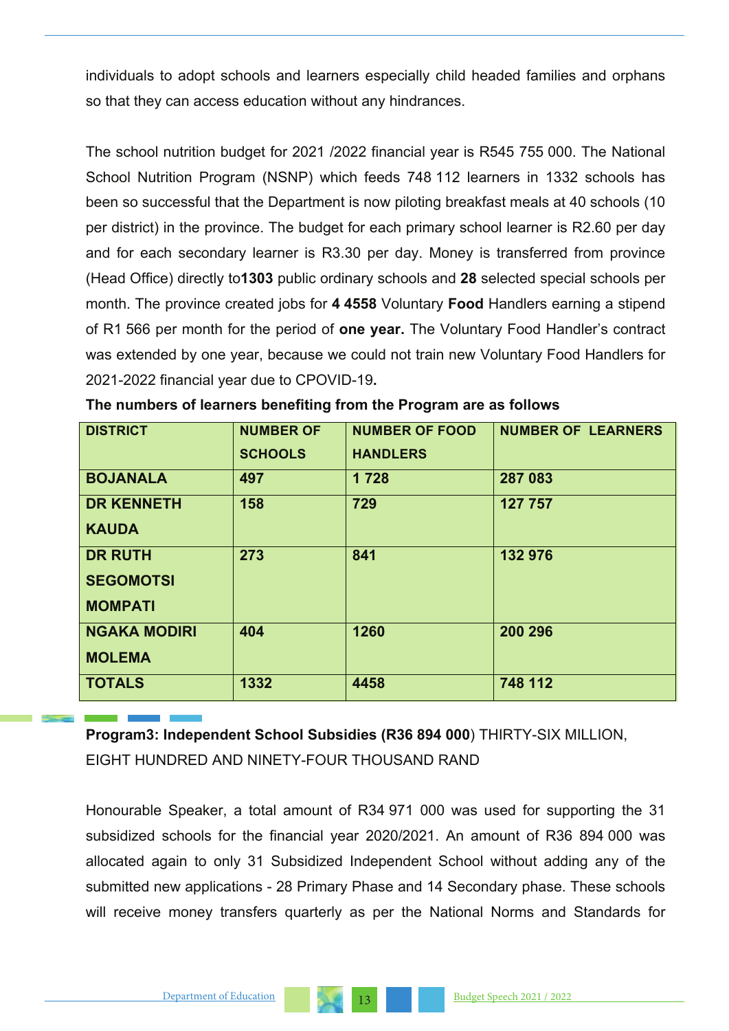individuals to adopt schools and learners especially child headed families and orphans so that they can access education without any hindrances.

The school nutrition budget for 2021 /2022 financial year is R545 755 000. The National School Nutrition Program (NSNP) which feeds 748 112 learners in 1332 schools has been so successful that the Department is now piloting breakfast meals at 40 schools (10 per district) in the province. The budget for each primary school learner is R2.60 per day and for each secondary learner is R3.30 per day. Money is transferred from province (Head Office) directly to**1303** public ordinary schools and **28** selected special schools per month. The province created jobs for **4 4558** Voluntary **Food** Handlers earning a stipend of R1 566 per month for the period of **one year.** The Voluntary Food Handler's contract was extended by one year, because we could not train new Voluntary Food Handlers for 2021-2022 financial year due to CPOVID-19**.**

**The numbers of learners benefiting from the Program are as follows**

| DISTRICT | NUMBER OF SCHOOLS | NUMBER OF FOOD HANDLERS | NUMBER OF LEARNERS |
|---|---|---|---|
| BOJANALA | 497 | 1 728 | 287 083 |
| DR KENNETH KAUDA | 158 | 729 | 127 757 |
| DR RUTH SEGOMOTSI MOMPATI | 273 | 841 | 132 976 |
| NGAKA MODIRI MOLEMA | 404 | 1260 | 200 296 |
| TOTALS | 1332 | 4458 | 748 112 |

**Program3: Independent School Subsidies (R36 894 000**) THIRTY-SIX MILLION, EIGHT HUNDRED AND NINETY-FOUR THOUSAND RAND

Honourable Speaker, a total amount of R34 971 000 was used for supporting the 31 subsidized schools for the financial year 2020/2021. An amount of R36 894 000 was allocated again to only 31 Subsidized Independent School without adding any of the submitted new applications - 28 Primary Phase and 14 Secondary phase. These schools will receive money transfers quarterly as per the National Norms and Standards for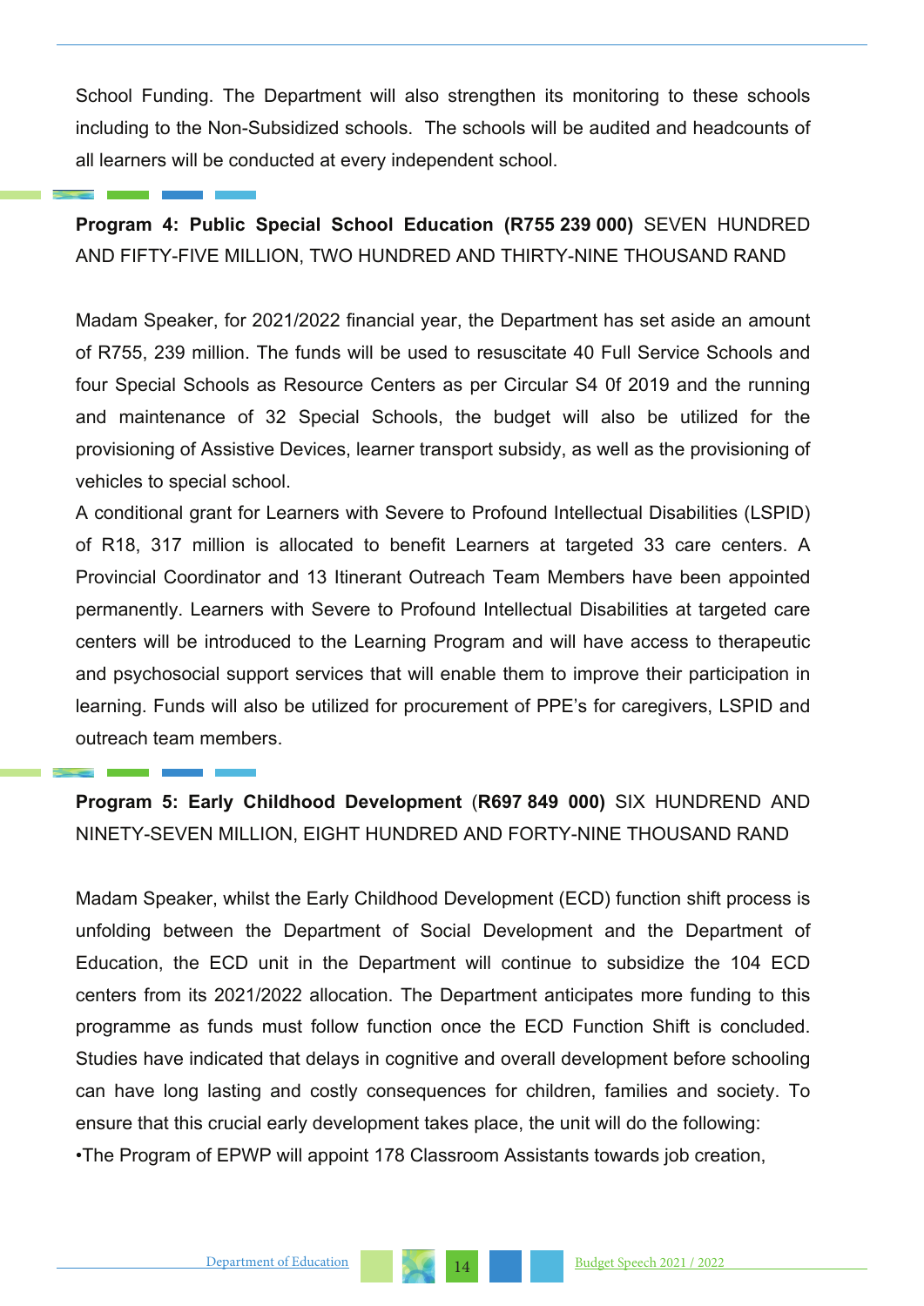School Funding. The Department will also strengthen its monitoring to these schools including to the Non-Subsidized schools. The schools will be audited and headcounts of all learners will be conducted at every independent school.

**Program 4: Public Special School Education (R755 239 000)** SEVEN HUNDRED AND FIFTY-FIVE MILLION, TWO HUNDRED AND THIRTY-NINE THOUSAND RAND

Madam Speaker, for 2021/2022 financial year, the Department has set aside an amount of R755, 239 million. The funds will be used to resuscitate 40 Full Service Schools and four Special Schools as Resource Centers as per Circular S4 0f 2019 and the running and maintenance of 32 Special Schools, the budget will also be utilized for the provisioning of Assistive Devices, learner transport subsidy, as well as the provisioning of vehicles to special school.

A conditional grant for Learners with Severe to Profound Intellectual Disabilities (LSPID) of R18, 317 million is allocated to benefit Learners at targeted 33 care centers. A Provincial Coordinator and 13 Itinerant Outreach Team Members have been appointed permanently. Learners with Severe to Profound Intellectual Disabilities at targeted care centers will be introduced to the Learning Program and will have access to therapeutic and psychosocial support services that will enable them to improve their participation in learning. Funds will also be utilized for procurement of PPE's for caregivers, LSPID and outreach team members.

**Program 5: Early Childhood Development** (**R697 849 000)** SIX HUNDREND AND NINETY-SEVEN MILLION, EIGHT HUNDRED AND FORTY-NINE THOUSAND RAND

Madam Speaker, whilst the Early Childhood Development (ECD) function shift process is unfolding between the Department of Social Development and the Department of Education, the ECD unit in the Department will continue to subsidize the 104 ECD centers from its 2021/2022 allocation. The Department anticipates more funding to this programme as funds must follow function once the ECD Function Shift is concluded. Studies have indicated that delays in cognitive and overall development before schooling can have long lasting and costly consequences for children, families and society. To ensure that this crucial early development takes place, the unit will do the following:

•The Program of EPWP will appoint 178 Classroom Assistants towards job creation,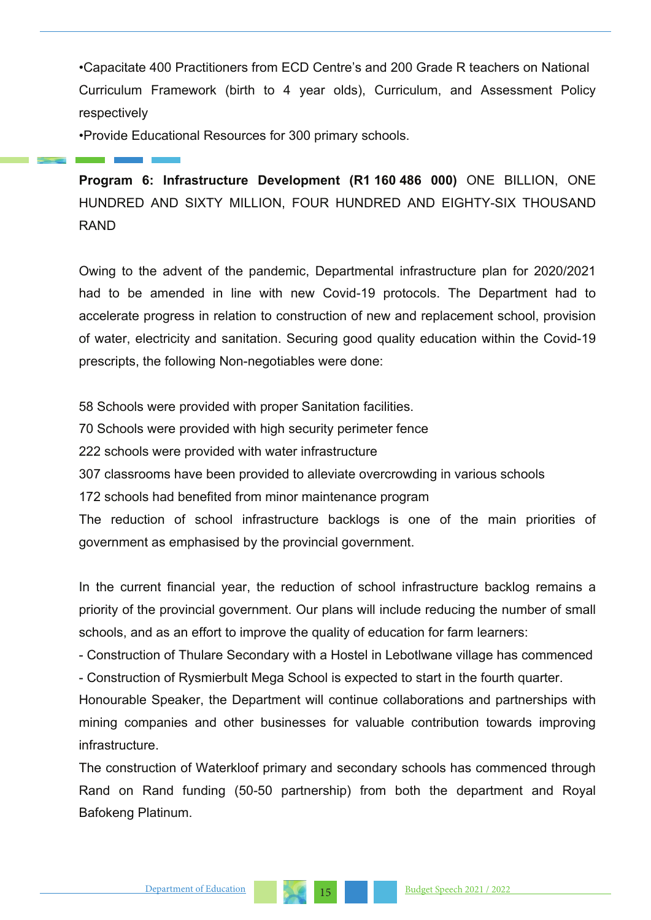•Capacitate 400 Practitioners from ECD Centre's and 200 Grade R teachers on National Curriculum Framework (birth to 4 year olds), Curriculum, and Assessment Policy respectively

•Provide Educational Resources for 300 primary schools.

**Program 6: Infrastructure Development (R1 160 486 000)** ONE BILLION, ONE HUNDRED AND SIXTY MILLION, FOUR HUNDRED AND EIGHTY-SIX THOUSAND RAND

Owing to the advent of the pandemic, Departmental infrastructure plan for 2020/2021 had to be amended in line with new Covid-19 protocols. The Department had to accelerate progress in relation to construction of new and replacement school, provision of water, electricity and sanitation. Securing good quality education within the Covid-19 prescripts, the following Non-negotiables were done:

58 Schools were provided with proper Sanitation facilities.
70 Schools were provided with high security perimeter fence
222 schools were provided with water infrastructure
307 classrooms have been provided to alleviate overcrowding in various schools
172 schools had benefited from minor maintenance program
The reduction of school infrastructure backlogs is one of the main priorities of government as emphasised by the provincial government.

In the current financial year, the reduction of school infrastructure backlog remains a priority of the provincial government. Our plans will include reducing the number of small schools, and as an effort to improve the quality of education for farm learners:

- Construction of Thulare Secondary with a Hostel in Lebotlwane village has commenced
- Construction of Rysmierbult Mega School is expected to start in the fourth quarter.

Honourable Speaker, the Department will continue collaborations and partnerships with mining companies and other businesses for valuable contribution towards improving infrastructure.

The construction of Waterkloof primary and secondary schools has commenced through Rand on Rand funding (50-50 partnership) from both the department and Royal Bafokeng Platinum.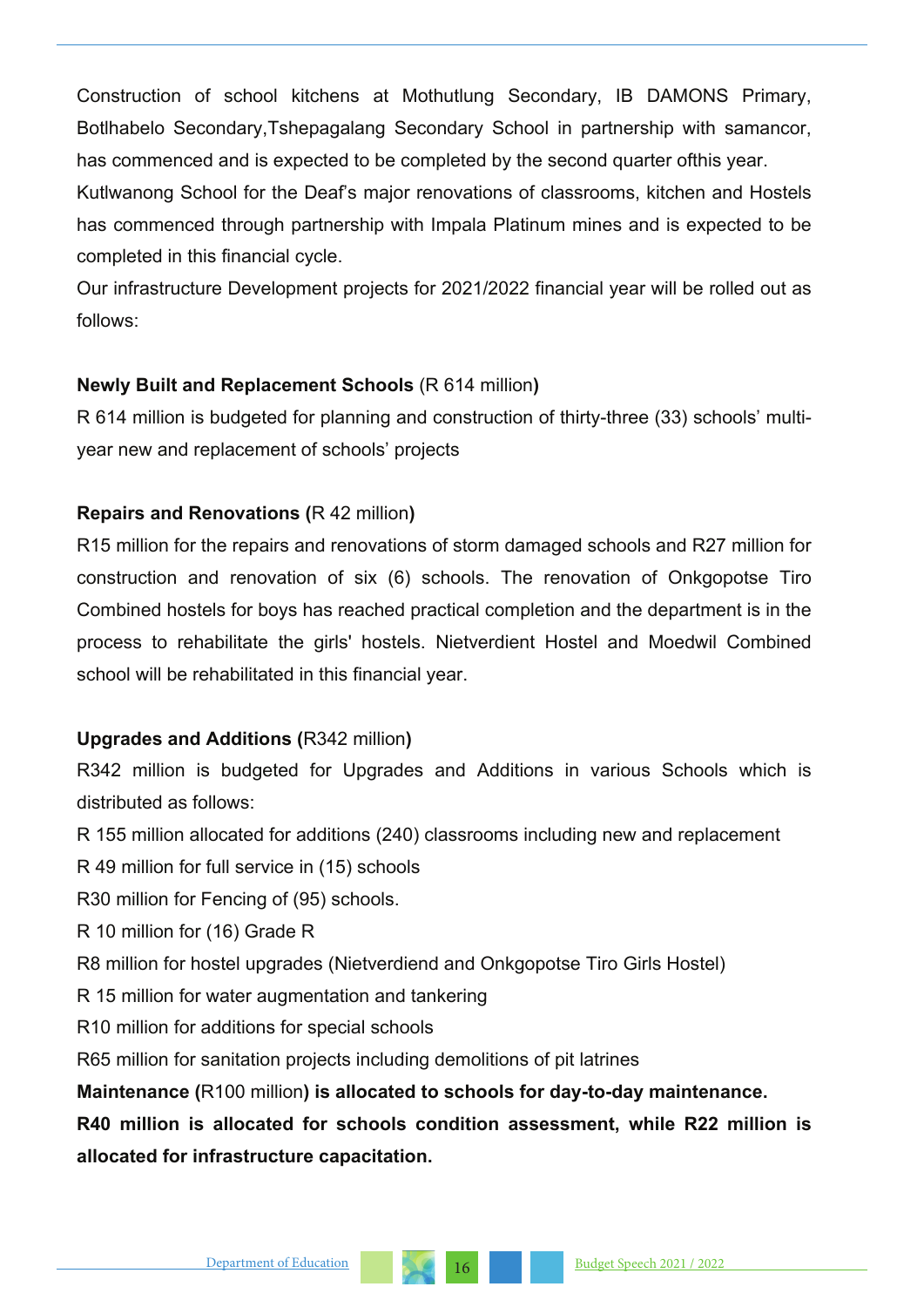Construction of school kitchens at Mothutlung Secondary, IB DAMONS Primary, Botlhabelo Secondary,Tshepagalang Secondary School in partnership with samancor, has commenced and is expected to be completed by the second quarter ofthis year.
Kutlwanong School for the Deaf's major renovations of classrooms, kitchen and Hostels has commenced through partnership with Impala Platinum mines and is expected to be completed in this financial cycle.
Our infrastructure Development projects for 2021/2022 financial year will be rolled out as follows:

**Newly Built and Replacement Schools** (R 614 million**)**
R 614 million is budgeted for planning and construction of thirty-three (33) schools' multi-year new and replacement of schools' projects

**Repairs and Renovations (**R 42 million**)**
R15 million for the repairs and renovations of storm damaged schools and R27 million for construction and renovation of six (6) schools. The renovation of Onkgopotse Tiro Combined hostels for boys has reached practical completion and the department is in the process to rehabilitate the girls' hostels. Nietverdient Hostel and Moedwil Combined school will be rehabilitated in this financial year.

**Upgrades and Additions (**R342 million**)**
R342 million is budgeted for Upgrades and Additions in various Schools which is distributed as follows:
R 155 million allocated for additions (240) classrooms including new and replacement
R 49 million for full service in (15) schools
R30 million for Fencing of (95) schools.
R 10 million for (16) Grade R
R8 million for hostel upgrades (Nietverdiend and Onkgopotse Tiro Girls Hostel)
R 15 million for water augmentation and tankering
R10 million for additions for special schools
R65 million for sanitation projects including demolitions of pit latrines
**Maintenance (**R100 million**) is allocated to schools for day-to-day maintenance.**
**R40 million is allocated for schools condition assessment, while R22 million is allocated for infrastructure capacitation.**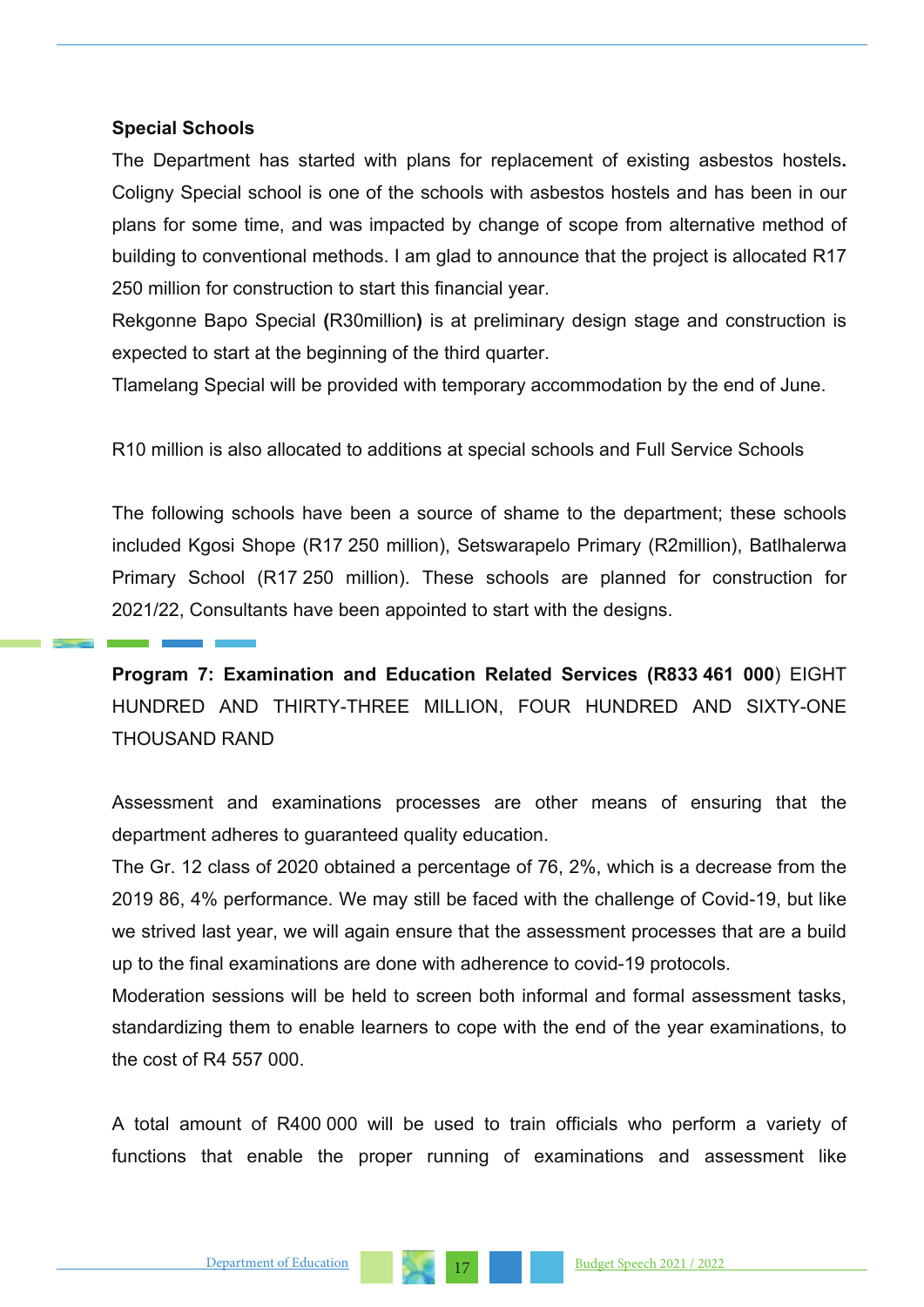**Special Schools**

The Department has started with plans for replacement of existing asbestos hostels**.** Coligny Special school is one of the schools with asbestos hostels and has been in our plans for some time, and was impacted by change of scope from alternative method of building to conventional methods. I am glad to announce that the project is allocated R17 250 million for construction to start this financial year.

Rekgonne Bapo Special **(**R30million**)** is at preliminary design stage and construction is expected to start at the beginning of the third quarter.

Tlamelang Special will be provided with temporary accommodation by the end of June.

R10 million is also allocated to additions at special schools and Full Service Schools

The following schools have been a source of shame to the department; these schools included Kgosi Shope (R17 250 million), Setswarapelo Primary (R2million), Batlhalerwa Primary School (R17 250 million). These schools are planned for construction for 2021/22, Consultants have been appointed to start with the designs.

**Program 7: Examination and Education Related Services (R833 461 000**) EIGHT HUNDRED AND THIRTY-THREE MILLION, FOUR HUNDRED AND SIXTY-ONE THOUSAND RAND

Assessment and examinations processes are other means of ensuring that the department adheres to guaranteed quality education.

The Gr. 12 class of 2020 obtained a percentage of 76, 2%, which is a decrease from the 2019 86, 4% performance. We may still be faced with the challenge of Covid-19, but like we strived last year, we will again ensure that the assessment processes that are a build up to the final examinations are done with adherence to covid-19 protocols.

Moderation sessions will be held to screen both informal and formal assessment tasks, standardizing them to enable learners to cope with the end of the year examinations, to the cost of R4 557 000.

A total amount of R400 000 will be used to train officials who perform a variety of functions that enable the proper running of examinations and assessment like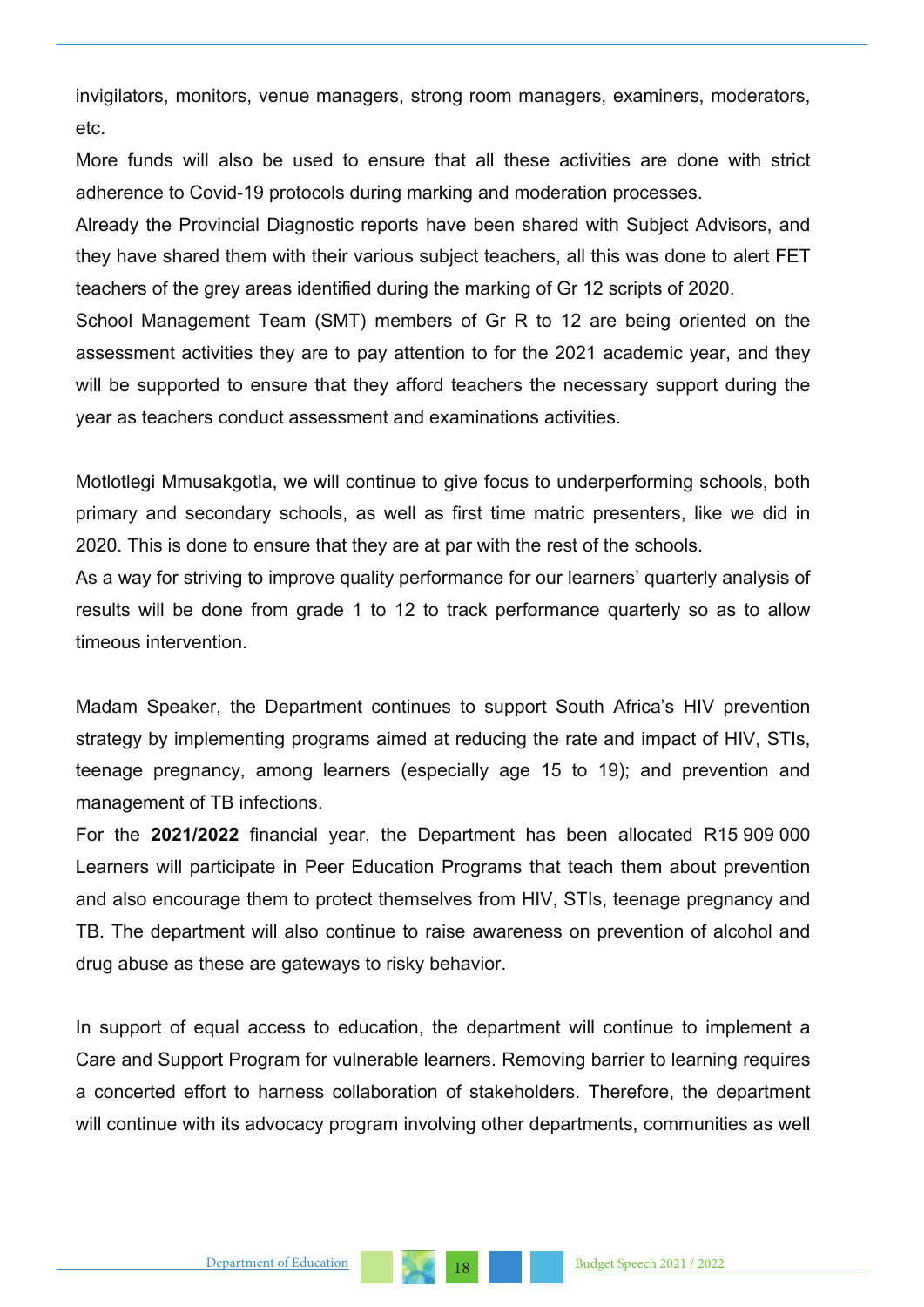invigilators, monitors, venue managers, strong room managers, examiners, moderators, etc.

More funds will also be used to ensure that all these activities are done with strict adherence to Covid-19 protocols during marking and moderation processes.

Already the Provincial Diagnostic reports have been shared with Subject Advisors, and they have shared them with their various subject teachers, all this was done to alert FET teachers of the grey areas identified during the marking of Gr 12 scripts of 2020.

School Management Team (SMT) members of Gr R to 12 are being oriented on the assessment activities they are to pay attention to for the 2021 academic year, and they will be supported to ensure that they afford teachers the necessary support during the year as teachers conduct assessment and examinations activities.

Motlotlegi Mmusakgotla, we will continue to give focus to underperforming schools, both primary and secondary schools, as well as first time matric presenters, like we did in 2020. This is done to ensure that they are at par with the rest of the schools.

As a way for striving to improve quality performance for our learners' quarterly analysis of results will be done from grade 1 to 12 to track performance quarterly so as to allow timeous intervention.

Madam Speaker, the Department continues to support South Africa's HIV prevention strategy by implementing programs aimed at reducing the rate and impact of HIV, STIs, teenage pregnancy, among learners (especially age 15 to 19); and prevention and management of TB infections.

For the **2021/2022** financial year, the Department has been allocated R15 909 000 Learners will participate in Peer Education Programs that teach them about prevention and also encourage them to protect themselves from HIV, STIs, teenage pregnancy and TB. The department will also continue to raise awareness on prevention of alcohol and drug abuse as these are gateways to risky behavior.

In support of equal access to education, the department will continue to implement a Care and Support Program for vulnerable learners. Removing barrier to learning requires a concerted effort to harness collaboration of stakeholders. Therefore, the department will continue with its advocacy program involving other departments, communities as well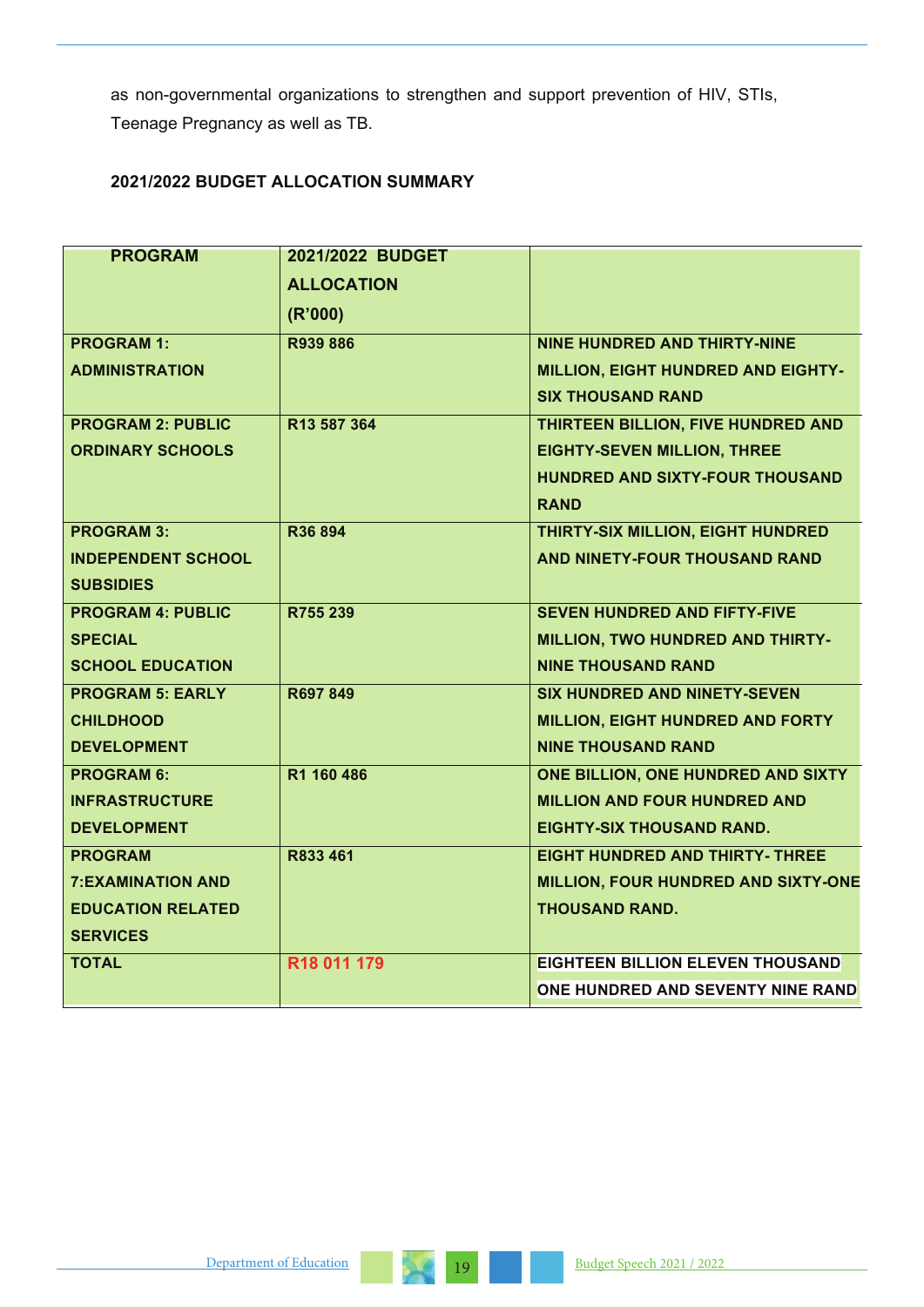as non-governmental organizations to strengthen and support prevention of HIV, STIs, Teenage Pregnancy as well as TB.

**2021/2022 BUDGET ALLOCATION SUMMARY**

| **PROGRAM** | **2021/2022 BUDGET ALLOCATION (R'000)** | |
|---|---|---|
| **PROGRAM 1: ADMINISTRATION** | **R939 886** | **NINE HUNDRED AND THIRTY-NINE MILLION, EIGHT HUNDRED AND EIGHTY-SIX THOUSAND RAND** |
| **PROGRAM 2: PUBLIC ORDINARY SCHOOLS** | **R13 587 364** | **THIRTEEN BILLION, FIVE HUNDRED AND EIGHTY-SEVEN MILLION, THREE HUNDRED AND SIXTY-FOUR THOUSAND RAND** |
| **PROGRAM 3: INDEPENDENT SCHOOL SUBSIDIES** | **R36 894** | **THIRTY-SIX MILLION, EIGHT HUNDRED AND NINETY-FOUR THOUSAND RAND** |
| **PROGRAM 4: PUBLIC SPECIAL SCHOOL EDUCATION** | **R755 239** | **SEVEN HUNDRED AND FIFTY-FIVE MILLION, TWO HUNDRED AND THIRTY-NINE THOUSAND RAND** |
| **PROGRAM 5: EARLY CHILDHOOD DEVELOPMENT** | **R697 849** | **SIX HUNDRED AND NINETY-SEVEN MILLION, EIGHT HUNDRED AND FORTY NINE THOUSAND RAND** |
| **PROGRAM 6: INFRASTRUCTURE DEVELOPMENT** | **R1 160 486** | **ONE BILLION, ONE HUNDRED AND SIXTY MILLION AND FOUR HUNDRED AND EIGHTY-SIX THOUSAND RAND.** |
| **PROGRAM 7:EXAMINATION AND EDUCATION RELATED SERVICES** | **R833 461** | **EIGHT HUNDRED AND THIRTY- THREE MILLION, FOUR HUNDRED AND SIXTY-ONE THOUSAND RAND.** |
| **TOTAL** | **R18 011 179** | **EIGHTEEN BILLION ELEVEN THOUSAND ONE HUNDRED AND SEVENTY NINE RAND** |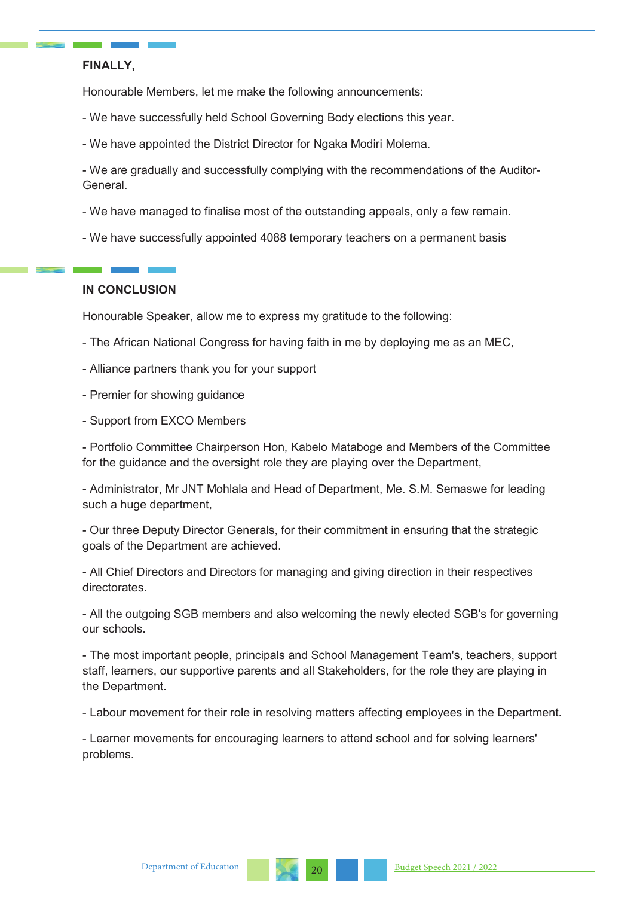## FINALLY,

Honourable Members, let me make the following announcements:

- We have successfully held School Governing Body elections this year.

- We have appointed the District Director for Ngaka Modiri Molema.

- We are gradually and successfully complying with the recommendations of the Auditor-General.

- We have managed to finalise most of the outstanding appeals, only a few remain.

- We have successfully appointed 4088 temporary teachers on a permanent basis

## IN CONCLUSION

Honourable Speaker, allow me to express my gratitude to the following:

- The African National Congress for having faith in me by deploying me as an MEC,

- Alliance partners thank you for your support

- Premier for showing guidance

- Support from EXCO Members

- Portfolio Committee Chairperson Hon, Kabelo Mataboge and Members of the Committee for the guidance and the oversight role they are playing over the Department,

- Administrator, Mr JNT Mohlala and Head of Department, Me. S.M. Semaswe for leading such a huge department,

- Our three Deputy Director Generals, for their commitment in ensuring that the strategic goals of the Department are achieved.

- All Chief Directors and Directors for managing and giving direction in their respectives directorates.

- All the outgoing SGB members and also welcoming the newly elected SGB's for governing our schools.

- The most important people, principals and School Management Team's, teachers, support staff, learners, our supportive parents and all Stakeholders, for the role they are playing in the Department.

- Labour movement for their role in resolving matters affecting employees in the Department.

- Learner movements for encouraging learners to attend school and for solving learners' problems.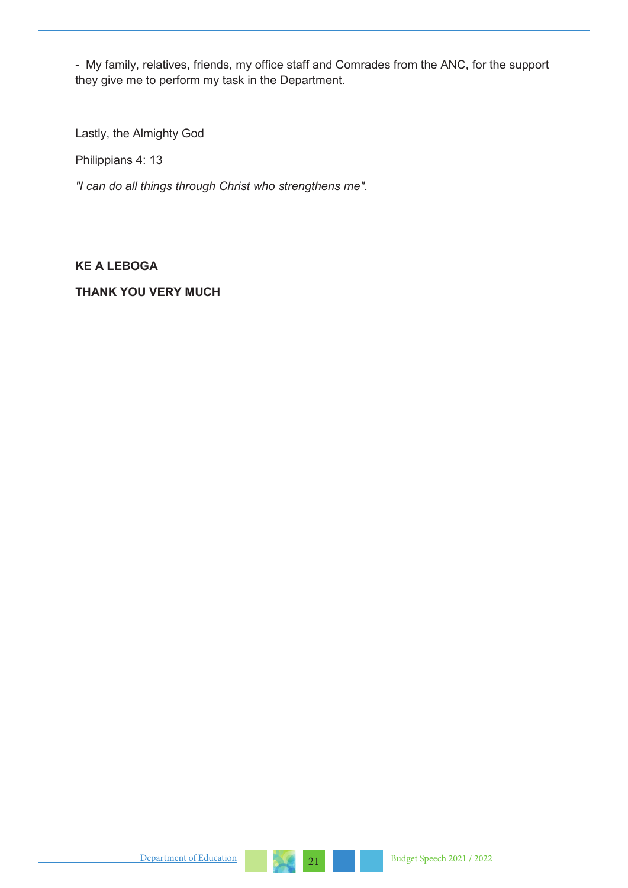- My family, relatives, friends, my office staff and Comrades from the ANC, for the support they give me to perform my task in the Department.

Lastly, the Almighty God

Philippians 4: 13

*"I can do all things through Christ who strengthens me".*

**KE A LEBOGA**

**THANK YOU VERY MUCH**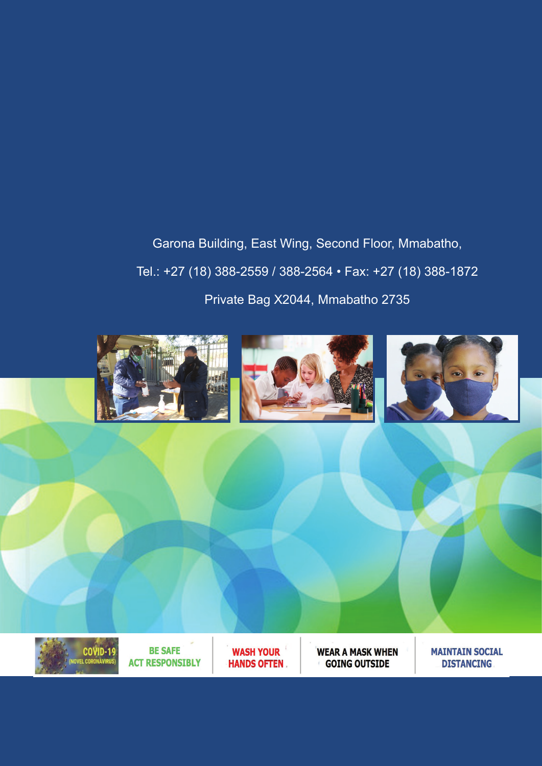Garona Building, East Wing, Second Floor, Mmabatho,

Tel.: +27 (18) 388-2559 / 388-2564 • Fax: +27 (18) 388-1872

Private Bag X2044, Mmabatho 2735

COVID-19 (NOVEL CORONAVIRUS)

BE SAFE ACT RESPONSIBLY

WASH YOUR HANDS OFTEN

WEAR A MASK WHEN GOING OUTSIDE

MAINTAIN SOCIAL DISTANCING